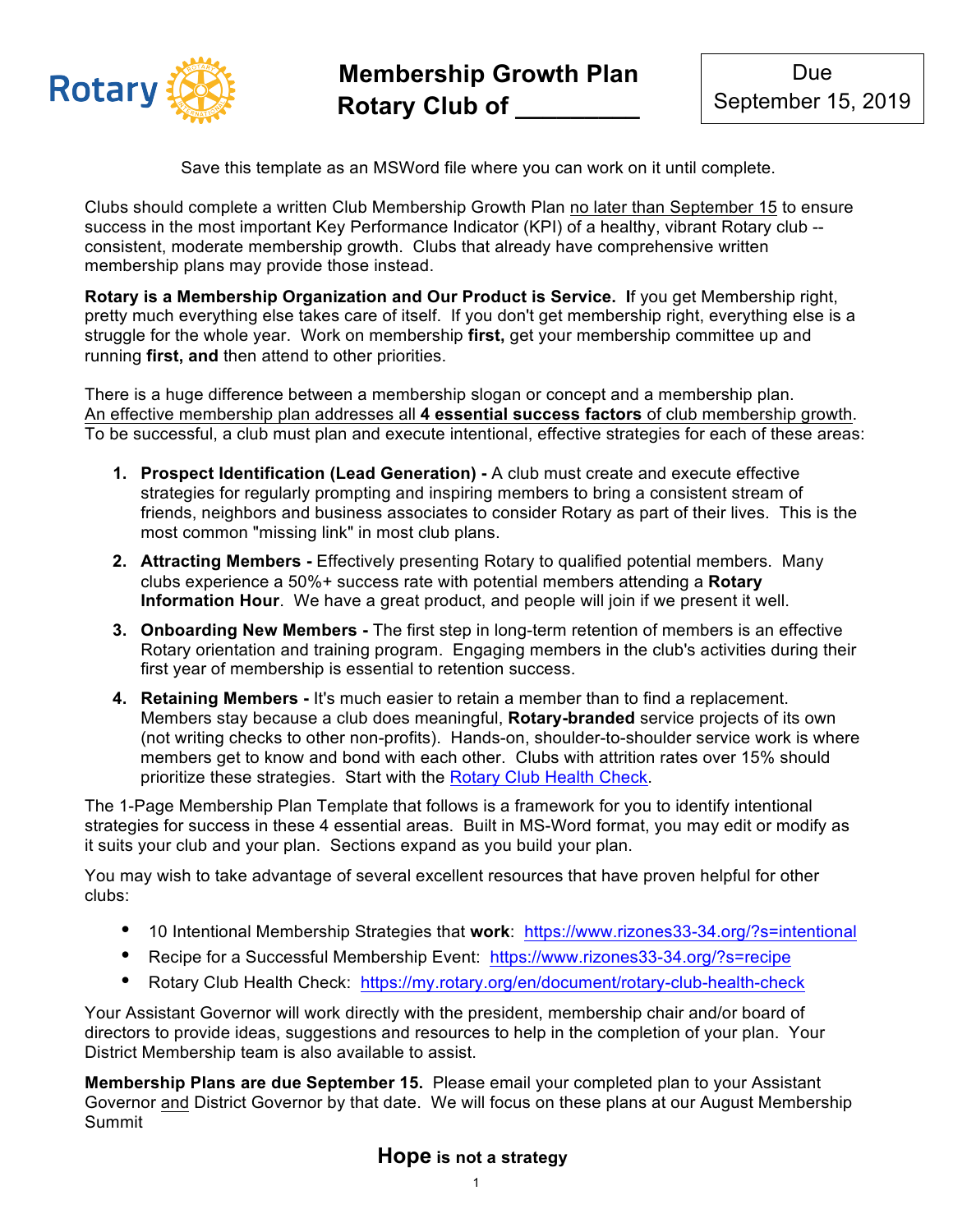# Membership Growth Plan
# Rotary Club of _________

**Due September 15, 2019**

Save this template as an MSWord file where you can work on it until complete.

Clubs should complete a written Club Membership Growth Plan no later than September 15 to ensure success in the most important Key Performance Indicator (KPI) of a healthy, vibrant Rotary club -- consistent, moderate membership growth. Clubs that already have comprehensive written membership plans may provide those instead.

**Rotary is a Membership Organization and Our Product is Service. I**f you get Membership right, pretty much everything else takes care of itself. If you don't get membership right, everything else is a struggle for the whole year. Work on membership **first,** get your membership committee up and running **first, and** then attend to other priorities.

There is a huge difference between a membership slogan or concept and a membership plan. An effective membership plan addresses all **4 essential success factors** of club membership growth. To be successful, a club must plan and execute intentional, effective strategies for each of these areas:

1. **Prospect Identification (Lead Generation) -** A club must create and execute effective strategies for regularly prompting and inspiring members to bring a consistent stream of friends, neighbors and business associates to consider Rotary as part of their lives. This is the most common "missing link" in most club plans.
2. **Attracting Members -** Effectively presenting Rotary to qualified potential members. Many clubs experience a 50%+ success rate with potential members attending a **Rotary Information Hour**. We have a great product, and people will join if we present it well.
3. **Onboarding New Members -** The first step in long-term retention of members is an effective Rotary orientation and training program. Engaging members in the club's activities during their first year of membership is essential to retention success.
4. **Retaining Members -** It's much easier to retain a member than to find a replacement. Members stay because a club does meaningful, **Rotary-branded** service projects of its own (not writing checks to other non-profits). Hands-on, shoulder-to-shoulder service work is where members get to know and bond with each other. Clubs with attrition rates over 15% should prioritize these strategies. Start with the Rotary Club Health Check.

The 1-Page Membership Plan Template that follows is a framework for you to identify intentional strategies for success in these 4 essential areas. Built in MS-Word format, you may edit or modify as it suits your club and your plan. Sections expand as you build your plan.

You may wish to take advantage of several excellent resources that have proven helpful for other clubs:

- 10 Intentional Membership Strategies that **work**: https://www.rizones33-34.org/?s=intentional
- Recipe for a Successful Membership Event: https://www.rizones33-34.org/?s=recipe
- Rotary Club Health Check: https://my.rotary.org/en/document/rotary-club-health-check

Your Assistant Governor will work directly with the president, membership chair and/or board of directors to provide ideas, suggestions and resources to help in the completion of your plan. Your District Membership team is also available to assist.

**Membership Plans are due September 15.** Please email your completed plan to your Assistant Governor and District Governor by that date. We will focus on these plans at our August Membership Summit

**Hope is not a strategy**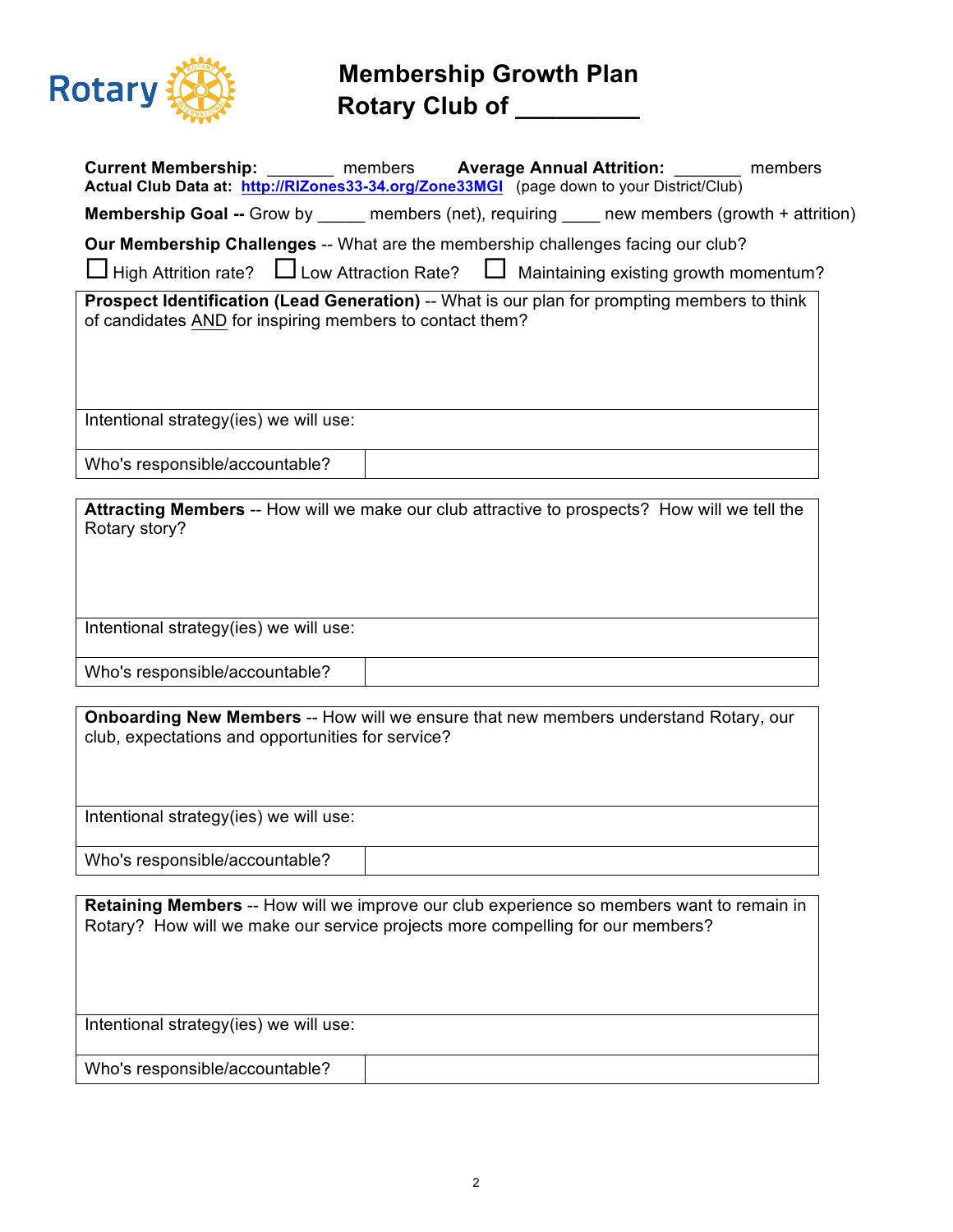# Membership Growth Plan
# Rotary Club of _________

**Current Membership:** _______ members **Average Annual Attrition:** _______ members
**Actual Club Data at:** **http://RIZones33-34.org/Zone33MGI** (page down to your District/Club)

**Membership Goal --** Grow by _____ members (net), requiring ____ new members (growth + attrition)

**Our Membership Challenges** -- What are the membership challenges facing our club?

☐ High Attrition rate? ☐ Low Attraction Rate? ☐ Maintaining existing growth momentum?

| **Prospect Identification (Lead Generation)** -- What is our plan for prompting members to think of candidates AND for inspiring members to contact them? | |
|---|---|
| Intentional strategy(ies) we will use: | |
| Who's responsible/accountable? | |

| **Attracting Members** -- How will we make our club attractive to prospects? How will we tell the Rotary story? | |
|---|---|
| Intentional strategy(ies) we will use: | |
| Who's responsible/accountable? | |

| **Onboarding New Members** -- How will we ensure that new members understand Rotary, our club, expectations and opportunities for service? | |
|---|---|
| Intentional strategy(ies) we will use: | |
| Who's responsible/accountable? | |

| **Retaining Members** -- How will we improve our club experience so members want to remain in Rotary? How will we make our service projects more compelling for our members? | |
|---|---|
| Intentional strategy(ies) we will use: | |
| Who's responsible/accountable? | |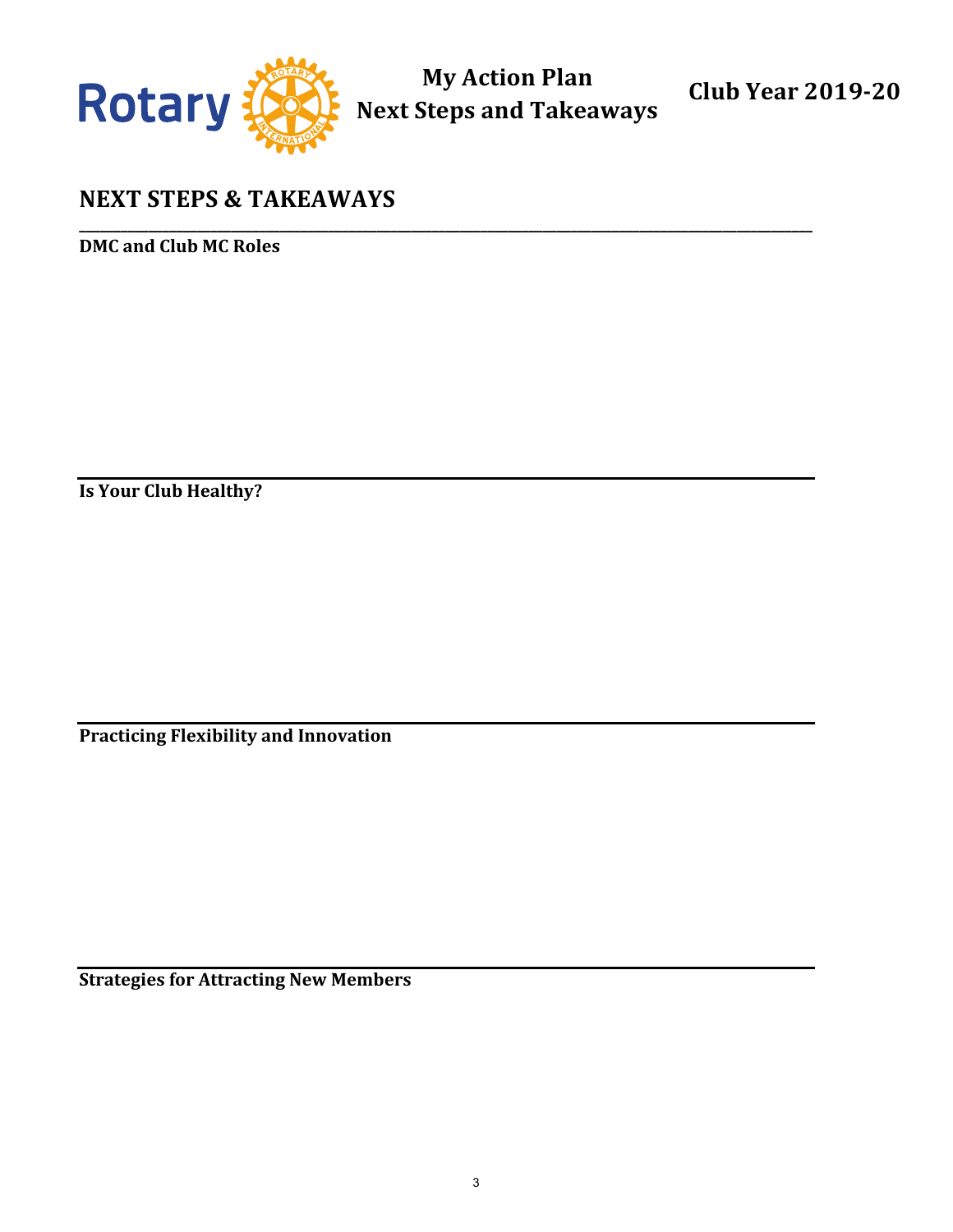# My Action Plan
# Next Steps and Takeaways

**Club Year 2019-20**

## NEXT STEPS & TAKEAWAYS

---

**DMC and Club MC Roles**

---

**Is Your Club Healthy?**

---

**Practicing Flexibility and Innovation**

---

**Strategies for Attracting New Members**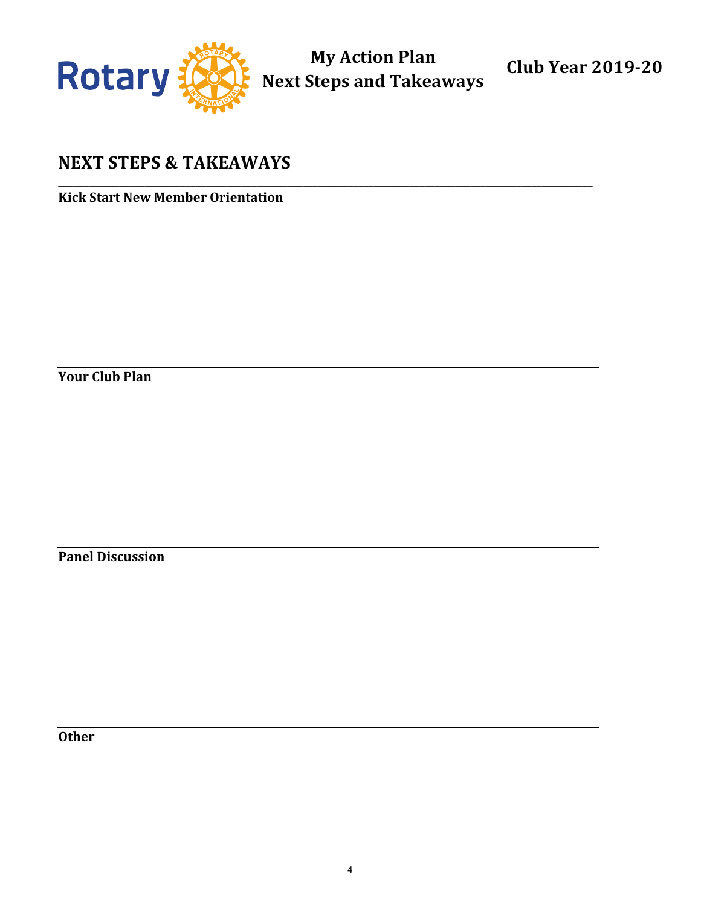Rotary

# My Action Plan
# Next Steps and Takeaways

**Club Year 2019-20**

## NEXT STEPS & TAKEAWAYS

---

**Kick Start New Member Orientation**

---

**Your Club Plan**

---

**Panel Discussion**

---

**Other**